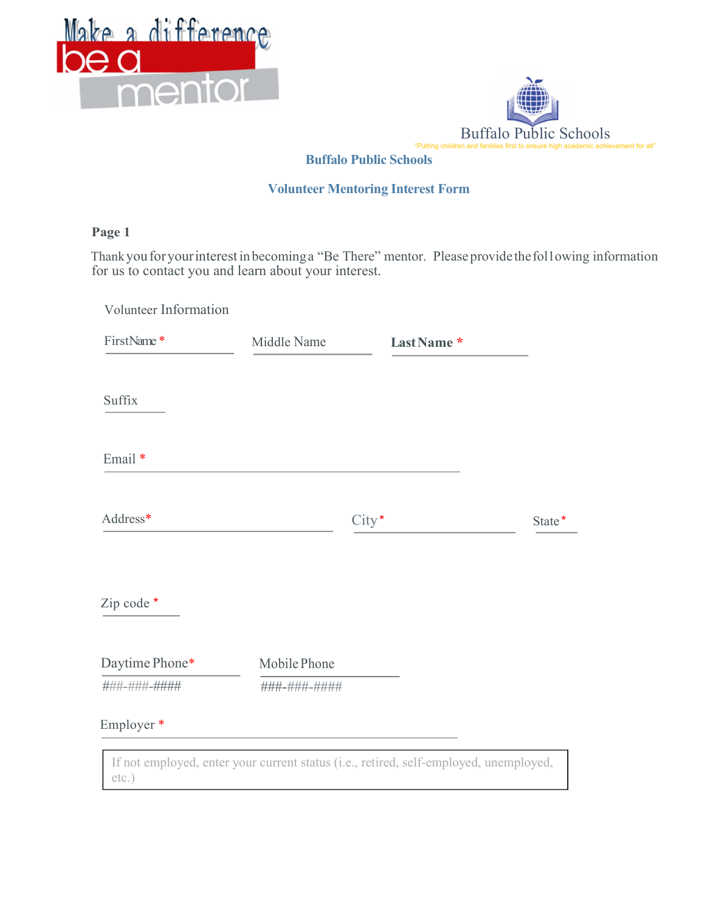Make a difference be a mentor

Buffalo Public Schools

"Putting children and families first to ensure high academic achievement for all"

## Buffalo Public Schools

## Volunteer Mentoring Interest Form

**Page 1**

Thank you for your interest in becoming a "Be There" mentor. Please provide the following information for us to contact you and learn about your interest.

Volunteer Information

FirstName * | Middle Name | **Last Name** *

Suffix

Email *

Address* | City* | State*

Zip code *

Daytime Phone* ###-###-#### | Mobile Phone ###-###-####

Employer *

If not employed, enter your current status (i.e., retired, self-employed, unemployed, etc.)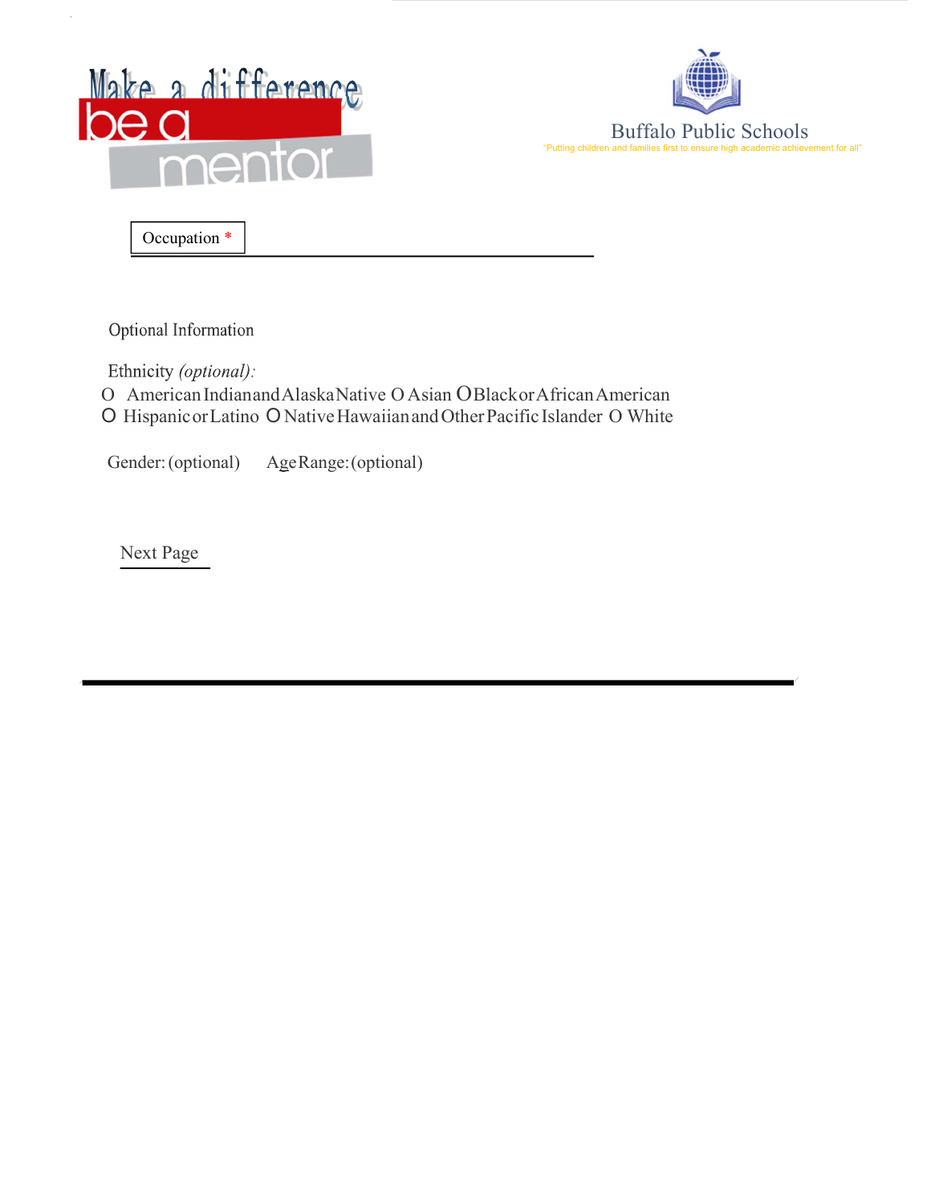Make a difference

be a mentor

Buffalo Public Schools

"Putting children and families first to ensure high academic achievement for all"

Occupation *

Optional Information

Ethnicity *(optional)*:

O American Indian and Alaska Native O Asian O Black or African American
O Hispanic or Latino O Native Hawaiian and Other Pacific Islander O White

Gender: (optional) Age Range: (optional)

Next Page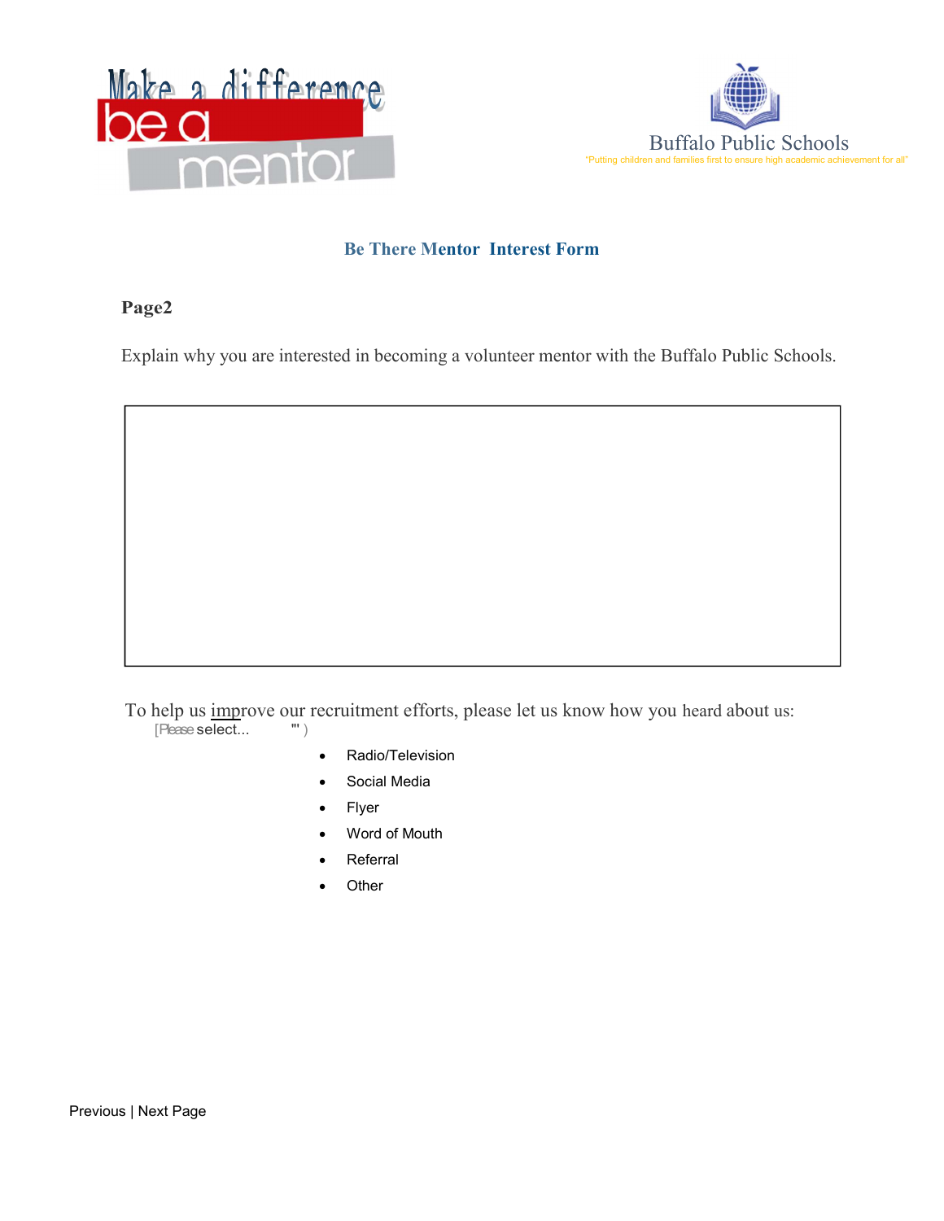Make a difference
be a
mentor

Buffalo Public Schools
"Putting children and families first to ensure high academic achievement for all"

## Be There Mentor Interest Form

**Page2**

Explain why you are interested in becoming a volunteer mentor with the Buffalo Public Schools.

To help us improve our recruitment efforts, please let us know how you heard about us:

[Please select... "' )

- Radio/Television
- Social Media
- Flyer
- Word of Mouth
- Referral
- Other

Previous | Next Page